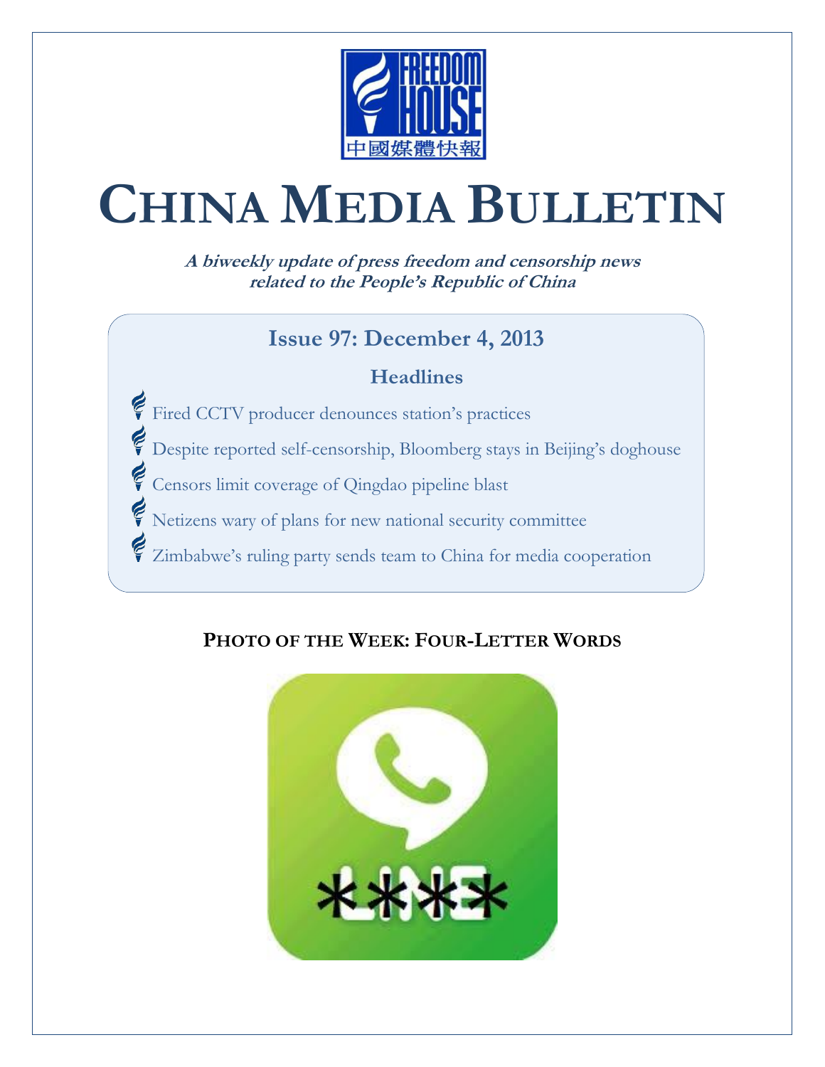# CHINA MEDIA BULLETIN

***A biweekly update of press freedom and censorship news related to the People's Republic of China***

## Issue 97: December 4, 2013

### Headlines

- Fired CCTV producer denounces station's practices
- Despite reported self-censorship, Bloomberg stays in Beijing's doghouse
- Censors limit coverage of Qingdao pipeline blast
- Netizens wary of plans for new national security committee
- Zimbabwe's ruling party sends team to China for media cooperation

**PHOTO OF THE WEEK: FOUR-LETTER WORDS**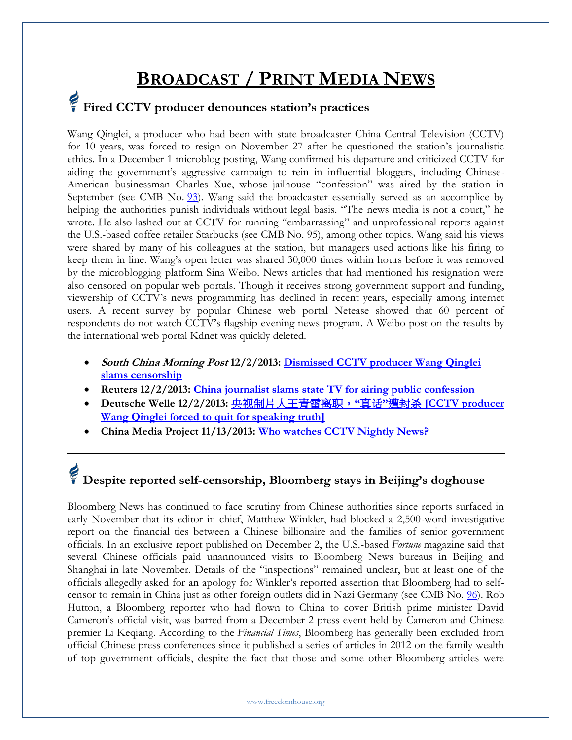# Broadcast / Print Media News

## Fired CCTV producer denounces station's practices

Wang Qinglei, a producer who had been with state broadcaster China Central Television (CCTV) for 10 years, was forced to resign on November 27 after he questioned the station's journalistic ethics. In a December 1 microblog posting, Wang confirmed his departure and criticized CCTV for aiding the government's aggressive campaign to rein in influential bloggers, including Chinese-American businessman Charles Xue, whose jailhouse "confession" was aired by the station in September (see CMB No. 93). Wang said the broadcaster essentially served as an accomplice by helping the authorities punish individuals without legal basis. "The news media is not a court," he wrote. He also lashed out at CCTV for running "embarrassing" and unprofessional reports against the U.S.-based coffee retailer Starbucks (see CMB No. 95), among other topics. Wang said his views were shared by many of his colleagues at the station, but managers used actions like his firing to keep them in line. Wang's open letter was shared 30,000 times within hours before it was removed by the microblogging platform Sina Weibo. News articles that had mentioned his resignation were also censored on popular web portals. Though it receives strong government support and funding, viewership of CCTV's news programming has declined in recent years, especially among internet users. A recent survey by popular Chinese web portal Netease showed that 60 percent of respondents do not watch CCTV's flagship evening news program. A Weibo post on the results by the international web portal Kdnet was quickly deleted.

- ***South China Morning Post* 12/2/2013: Dismissed CCTV producer Wang Qinglei slams censorship**
- **Reuters 12/2/2013: China journalist slams state TV for airing public confession**
- **Deutsche Welle 12/2/2013: 央视制片人王青雷离职，"真话"遭封杀 [CCTV producer Wang Qinglei forced to quit for speaking truth]**
- **China Media Project 11/13/2013: Who watches CCTV Nightly News?**

---

## Despite reported self-censorship, Bloomberg stays in Beijing's doghouse

Bloomberg News has continued to face scrutiny from Chinese authorities since reports surfaced in early November that its editor in chief, Matthew Winkler, had blocked a 2,500-word investigative report on the financial ties between a Chinese billionaire and the families of senior government officials. In an exclusive report published on December 2, the U.S.-based *Fortune* magazine said that several Chinese officials paid unannounced visits to Bloomberg News bureaus in Beijing and Shanghai in late November. Details of the "inspections" remained unclear, but at least one of the officials allegedly asked for an apology for Winkler's reported assertion that Bloomberg had to self-censor to remain in China just as other foreign outlets did in Nazi Germany (see CMB No. 96). Rob Hutton, a Bloomberg reporter who had flown to China to cover British prime minister David Cameron's official visit, was barred from a December 2 press event held by Cameron and Chinese premier Li Keqiang. According to the *Financial Times*, Bloomberg has generally been excluded from official Chinese press conferences since it published a series of articles in 2012 on the family wealth of top government officials, despite the fact that those and some other Bloomberg articles were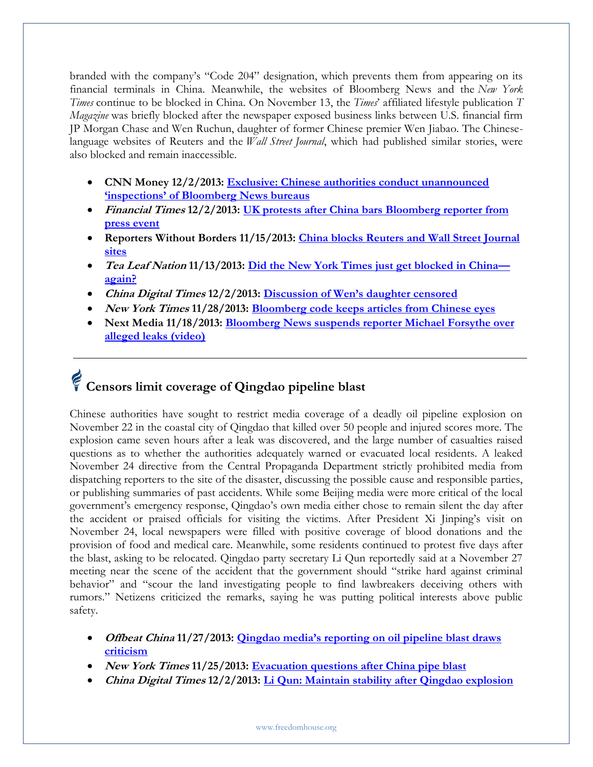branded with the company's "Code 204" designation, which prevents them from appearing on its financial terminals in China. Meanwhile, the websites of Bloomberg News and the *New York Times* continue to be blocked in China. On November 13, the *Times*' affiliated lifestyle publication *T Magazine* was briefly blocked after the newspaper exposed business links between U.S. financial firm JP Morgan Chase and Wen Ruchun, daughter of former Chinese premier Wen Jiabao. The Chinese-language websites of Reuters and the *Wall Street Journal*, which had published similar stories, were also blocked and remain inaccessible.

- **CNN Money 12/2/2013: Exclusive: Chinese authorities conduct unannounced 'inspections' of Bloomberg News bureaus**
- ***Financial Times* 12/2/2013: UK protests after China bars Bloomberg reporter from press event**
- **Reporters Without Borders 11/15/2013: China blocks Reuters and Wall Street Journal sites**
- ***Tea Leaf Nation* 11/13/2013: Did the New York Times just get blocked in China—again?**
- ***China Digital Times* 12/2/2013: Discussion of Wen's daughter censored**
- ***New York Times* 11/28/2013: Bloomberg code keeps articles from Chinese eyes**
- **Next Media 11/18/2013: Bloomberg News suspends reporter Michael Forsythe over alleged leaks (video)**

---

## Censors limit coverage of Qingdao pipeline blast

Chinese authorities have sought to restrict media coverage of a deadly oil pipeline explosion on November 22 in the coastal city of Qingdao that killed over 50 people and injured scores more. The explosion came seven hours after a leak was discovered, and the large number of casualties raised questions as to whether the authorities adequately warned or evacuated local residents. A leaked November 24 directive from the Central Propaganda Department strictly prohibited media from dispatching reporters to the site of the disaster, discussing the possible cause and responsible parties, or publishing summaries of past accidents. While some Beijing media were more critical of the local government's emergency response, Qingdao's own media either chose to remain silent the day after the accident or praised officials for visiting the victims. After President Xi Jinping's visit on November 24, local newspapers were filled with positive coverage of blood donations and the provision of food and medical care. Meanwhile, some residents continued to protest five days after the blast, asking to be relocated. Qingdao party secretary Li Qun reportedly said at a November 27 meeting near the scene of the accident that the government should "strike hard against criminal behavior" and "scour the land investigating people to find lawbreakers deceiving others with rumors." Netizens criticized the remarks, saying he was putting political interests above public safety.

- ***Offbeat China* 11/27/2013: Qingdao media's reporting on oil pipeline blast draws criticism**
- ***New York Times* 11/25/2013: Evacuation questions after China pipe blast**
- ***China Digital Times* 12/2/2013: Li Qun: Maintain stability after Qingdao explosion**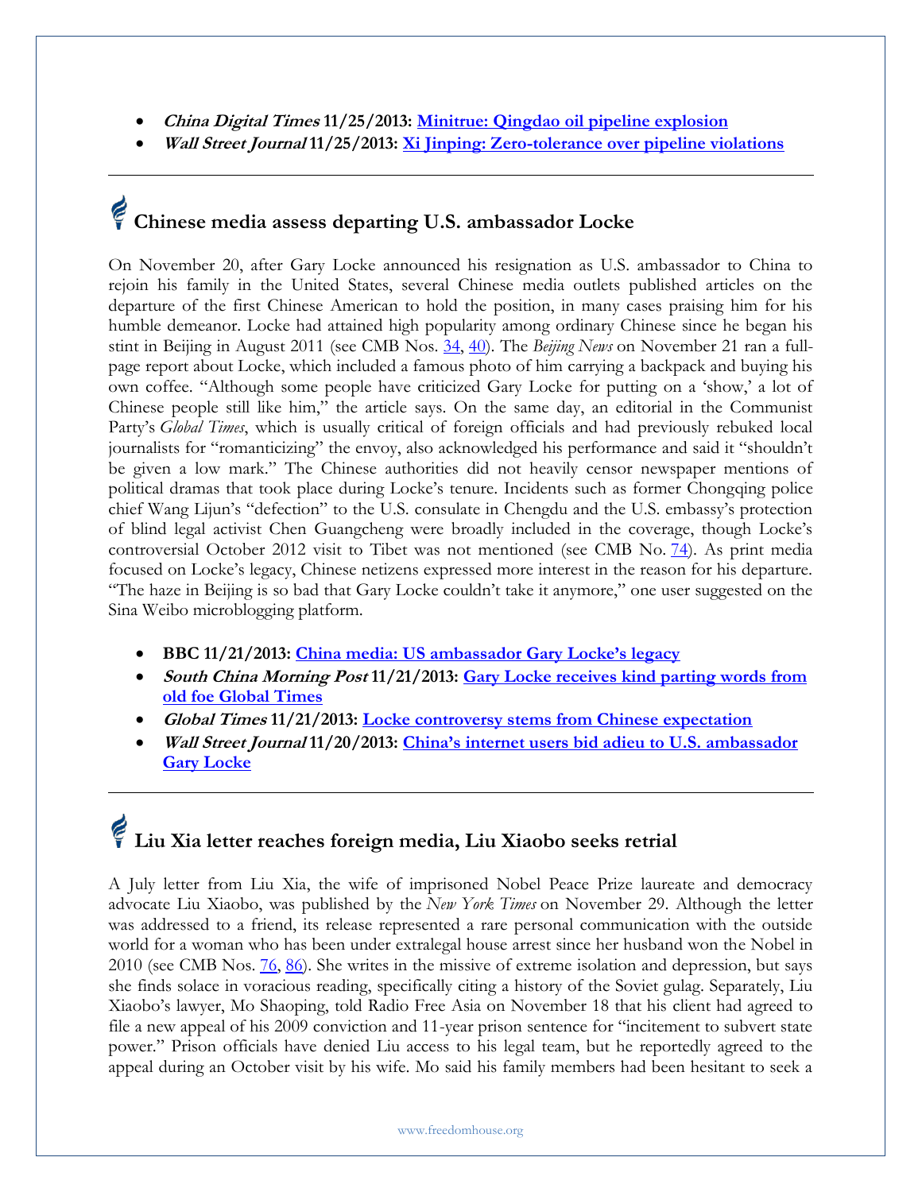- ***China Digital Times* 11/25/2013: [Minitrue: Qingdao oil pipeline explosion]()**
- ***Wall Street Journal* 11/25/2013: [Xi Jinping: Zero-tolerance over pipeline violations]()**

---

## Chinese media assess departing U.S. ambassador Locke

On November 20, after Gary Locke announced his resignation as U.S. ambassador to China to rejoin his family in the United States, several Chinese media outlets published articles on the departure of the first Chinese American to hold the position, in many cases praising him for his humble demeanor. Locke had attained high popularity among ordinary Chinese since he began his stint in Beijing in August 2011 (see CMB Nos. [34](), [40]()). The *Beijing News* on November 21 ran a full-page report about Locke, which included a famous photo of him carrying a backpack and buying his own coffee. "Although some people have criticized Gary Locke for putting on a 'show,' a lot of Chinese people still like him," the article says. On the same day, an editorial in the Communist Party's *Global Times*, which is usually critical of foreign officials and had previously rebuked local journalists for "romanticizing" the envoy, also acknowledged his performance and said it "shouldn't be given a low mark." The Chinese authorities did not heavily censor newspaper mentions of political dramas that took place during Locke's tenure. Incidents such as former Chongqing police chief Wang Lijun's "defection" to the U.S. consulate in Chengdu and the U.S. embassy's protection of blind legal activist Chen Guangcheng were broadly included in the coverage, though Locke's controversial October 2012 visit to Tibet was not mentioned (see CMB No. [74]()). As print media focused on Locke's legacy, Chinese netizens expressed more interest in the reason for his departure. "The haze in Beijing is so bad that Gary Locke couldn't take it anymore," one user suggested on the Sina Weibo microblogging platform.

- **BBC 11/21/2013: [China media: US ambassador Gary Locke's legacy]()**
- ***South China Morning Post* 11/21/2013: [Gary Locke receives kind parting words from old foe Global Times]()**
- ***Global Times* 11/21/2013: [Locke controversy stems from Chinese expectation]()**
- ***Wall Street Journal* 11/20/2013: [China's internet users bid adieu to U.S. ambassador Gary Locke]()**

---

## Liu Xia letter reaches foreign media, Liu Xiaobo seeks retrial

A July letter from Liu Xia, the wife of imprisoned Nobel Peace Prize laureate and democracy advocate Liu Xiaobo, was published by the *New York Times* on November 29. Although the letter was addressed to a friend, its release represented a rare personal communication with the outside world for a woman who has been under extralegal house arrest since her husband won the Nobel in 2010 (see CMB Nos. [76](), [86]()). She writes in the missive of extreme isolation and depression, but says she finds solace in voracious reading, specifically citing a history of the Soviet gulag. Separately, Liu Xiaobo's lawyer, Mo Shaoping, told Radio Free Asia on November 18 that his client had agreed to file a new appeal of his 2009 conviction and 11-year prison sentence for "incitement to subvert state power." Prison officials have denied Liu access to his legal team, but he reportedly agreed to the appeal during an October visit by his wife. Mo said his family members had been hesitant to seek a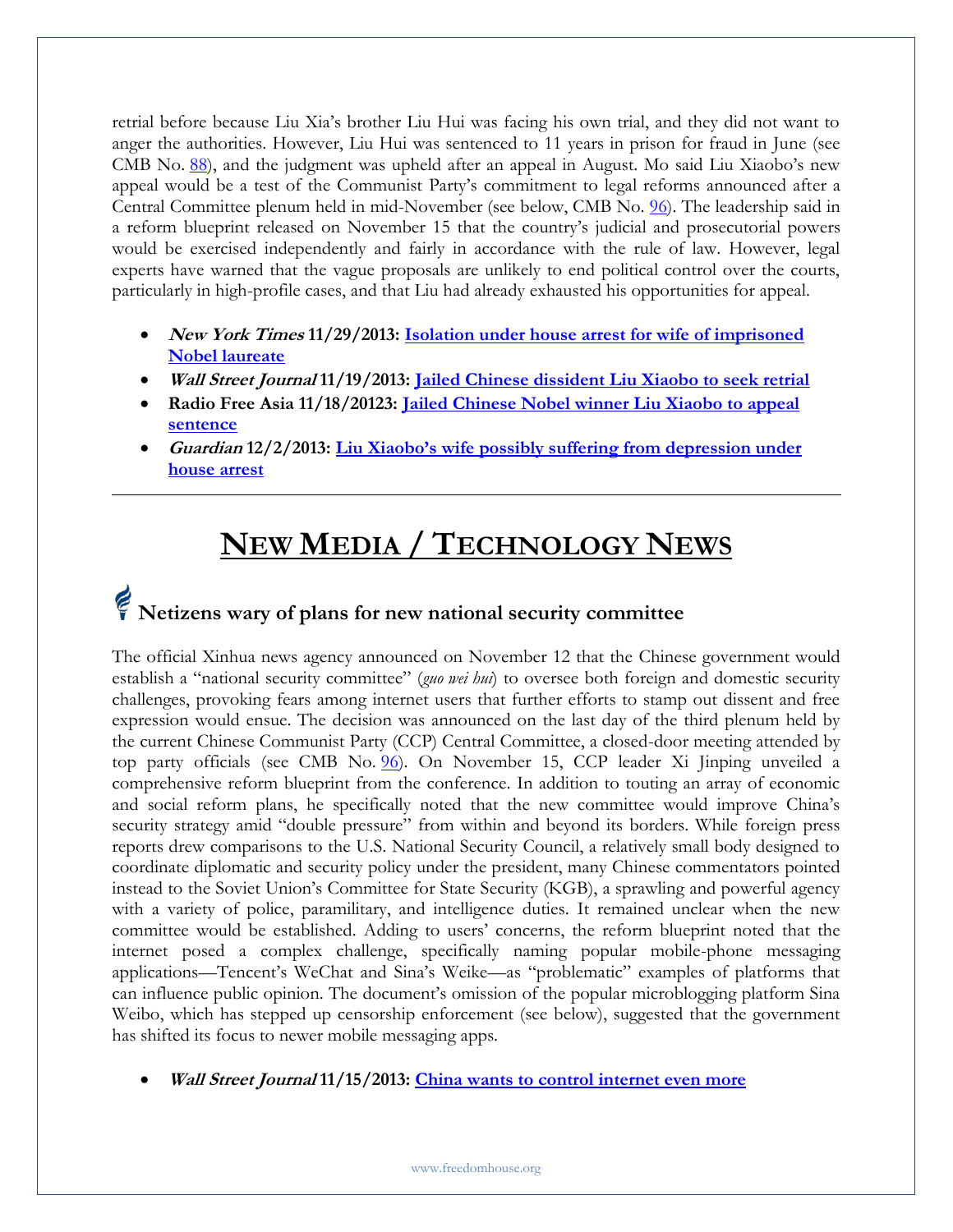retrial before because Liu Xia's brother Liu Hui was facing his own trial, and they did not want to anger the authorities. However, Liu Hui was sentenced to 11 years in prison for fraud in June (see CMB No. 88), and the judgment was upheld after an appeal in August. Mo said Liu Xiaobo's new appeal would be a test of the Communist Party's commitment to legal reforms announced after a Central Committee plenum held in mid-November (see below, CMB No. 96). The leadership said in a reform blueprint released on November 15 that the country's judicial and prosecutorial powers would be exercised independently and fairly in accordance with the rule of law. However, legal experts have warned that the vague proposals are unlikely to end political control over the courts, particularly in high-profile cases, and that Liu had already exhausted his opportunities for appeal.

- ***New York Times* 11/29/2013: Isolation under house arrest for wife of imprisoned Nobel laureate**
- ***Wall Street Journal* 11/19/2013: Jailed Chinese dissident Liu Xiaobo to seek retrial**
- **Radio Free Asia 11/18/20123: Jailed Chinese Nobel winner Liu Xiaobo to appeal sentence**
- ***Guardian* 12/2/2013: Liu Xiaobo's wife possibly suffering from depression under house arrest**

---

# NEW MEDIA / TECHNOLOGY NEWS

## Netizens wary of plans for new national security committee

The official Xinhua news agency announced on November 12 that the Chinese government would establish a "national security committee" (*guo wei hui*) to oversee both foreign and domestic security challenges, provoking fears among internet users that further efforts to stamp out dissent and free expression would ensue. The decision was announced on the last day of the third plenum held by the current Chinese Communist Party (CCP) Central Committee, a closed-door meeting attended by top party officials (see CMB No. 96). On November 15, CCP leader Xi Jinping unveiled a comprehensive reform blueprint from the conference. In addition to touting an array of economic and social reform plans, he specifically noted that the new committee would improve China's security strategy amid "double pressure" from within and beyond its borders. While foreign press reports drew comparisons to the U.S. National Security Council, a relatively small body designed to coordinate diplomatic and security policy under the president, many Chinese commentators pointed instead to the Soviet Union's Committee for State Security (KGB), a sprawling and powerful agency with a variety of police, paramilitary, and intelligence duties. It remained unclear when the new committee would be established. Adding to users' concerns, the reform blueprint noted that the internet posed a complex challenge, specifically naming popular mobile-phone messaging applications—Tencent's WeChat and Sina's Weike—as "problematic" examples of platforms that can influence public opinion. The document's omission of the popular microblogging platform Sina Weibo, which has stepped up censorship enforcement (see below), suggested that the government has shifted its focus to newer mobile messaging apps.

- ***Wall Street Journal* 11/15/2013: China wants to control internet even more**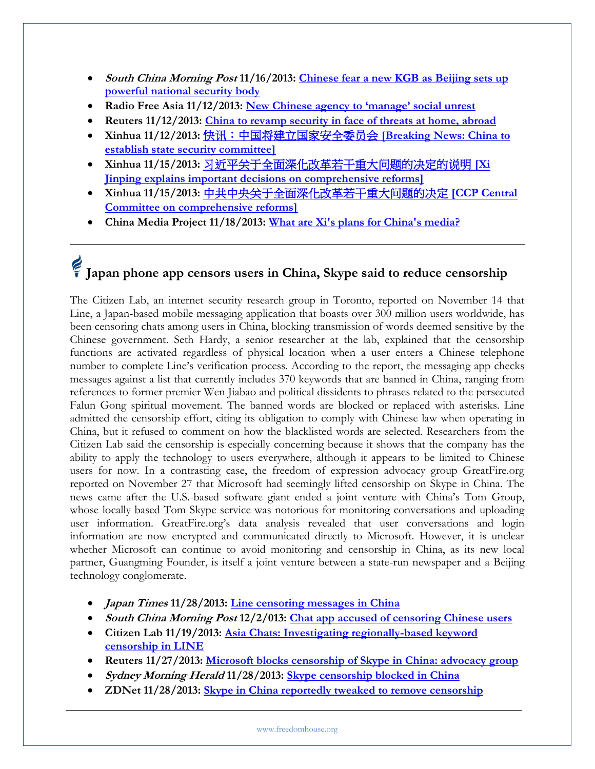- ***South China Morning Post* 11/16/2013: [Chinese fear a new KGB as Beijing sets up powerful national security body]**
- **Radio Free Asia 11/12/2013: [New Chinese agency to 'manage' social unrest]**
- **Reuters 11/12/2013: [China to revamp security in face of threats at home, abroad]**
- **Xinhua 11/12/2013: [快讯：中国将建立国家安全委员会 [Breaking News: China to establish state security committee]]**
- **Xinhua 11/15/2013: [习近平关于全面深化改革若干重大问题的决定的说明 [Xi Jinping explains important decisions on comprehensive reforms]]**
- **Xinhua 11/15/2013: [中共中央关于全面深化改革若干重大问题的决定 [CCP Central Committee on comprehensive reforms]]**
- **China Media Project 11/18/2013: [What are Xi's plans for China's media?]**

---

## Japan phone app censors users in China, Skype said to reduce censorship

The Citizen Lab, an internet security research group in Toronto, reported on November 14 that Line, a Japan-based mobile messaging application that boasts over 300 million users worldwide, has been censoring chats among users in China, blocking transmission of words deemed sensitive by the Chinese government. Seth Hardy, a senior researcher at the lab, explained that the censorship functions are activated regardless of physical location when a user enters a Chinese telephone number to complete Line's verification process. According to the report, the messaging app checks messages against a list that currently includes 370 keywords that are banned in China, ranging from references to former premier Wen Jiabao and political dissidents to phrases related to the persecuted Falun Gong spiritual movement. The banned words are blocked or replaced with asterisks. Line admitted the censorship effort, citing its obligation to comply with Chinese law when operating in China, but it refused to comment on how the blacklisted words are selected. Researchers from the Citizen Lab said the censorship is especially concerning because it shows that the company has the ability to apply the technology to users everywhere, although it appears to be limited to Chinese users for now. In a contrasting case, the freedom of expression advocacy group GreatFire.org reported on November 27 that Microsoft had seemingly lifted censorship on Skype in China. The news came after the U.S.-based software giant ended a joint venture with China's Tom Group, whose locally based Tom Skype service was notorious for monitoring conversations and uploading user information. GreatFire.org's data analysis revealed that user conversations and login information are now encrypted and communicated directly to Microsoft. However, it is unclear whether Microsoft can continue to avoid monitoring and censorship in China, as its new local partner, Guangming Founder, is itself a joint venture between a state-run newspaper and a Beijing technology conglomerate.

- ***Japan Times* 11/28/2013: [Line censoring messages in China]**
- ***South China Morning Post* 12/2/013: [Chat app accused of censoring Chinese users]**
- **Citizen Lab 11/19/2013: [Asia Chats: Investigating regionally-based keyword censorship in LINE]**
- **Reuters 11/27/2013: [Microsoft blocks censorship of Skype in China: advocacy group]**
- ***Sydney Morning Herald* 11/28/2013: [Skype censorship blocked in China]**
- **ZDNet 11/28/2013: [Skype in China reportedly tweaked to remove censorship]**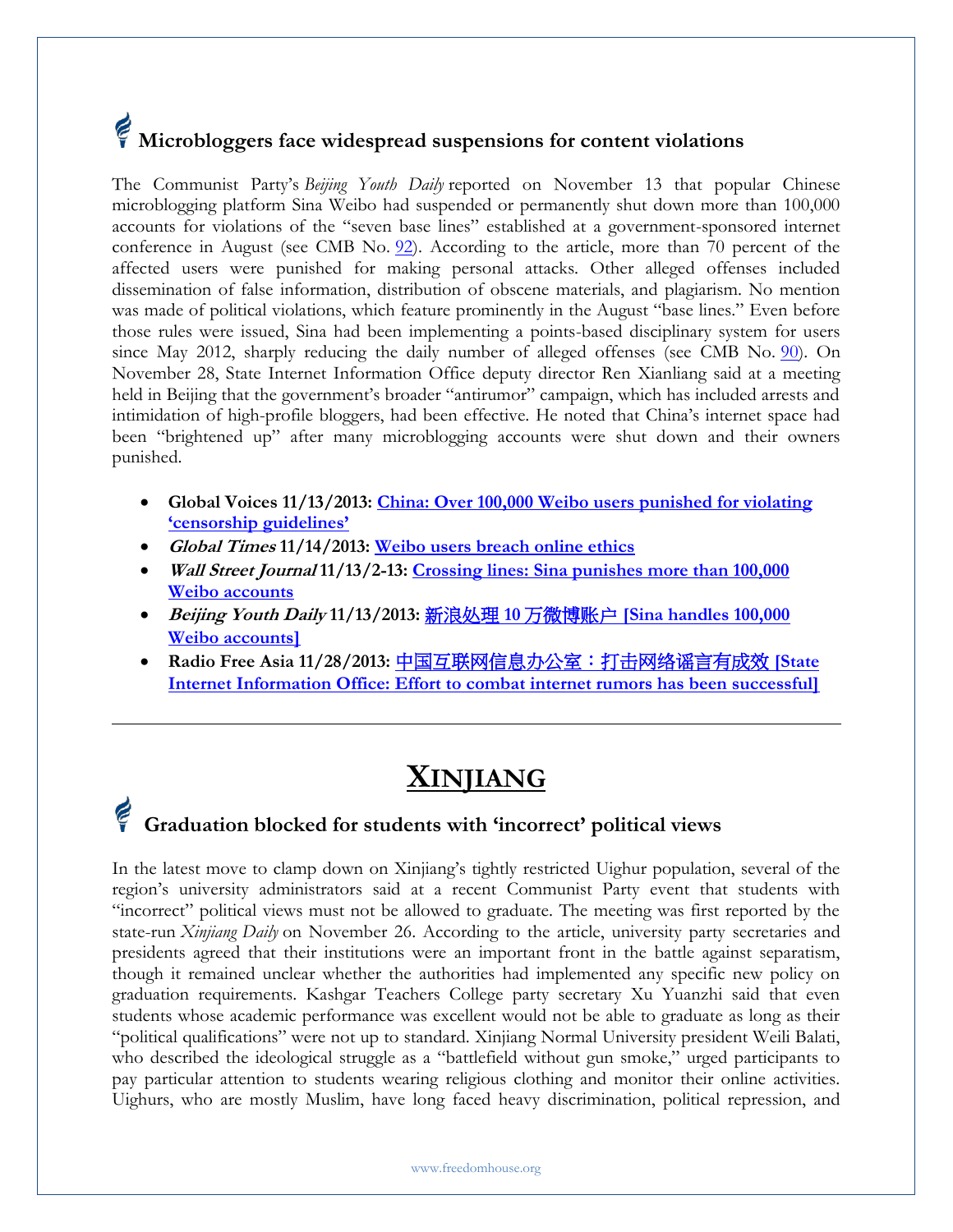## Microbloggers face widespread suspensions for content violations

The Communist Party's *Beijing Youth Daily* reported on November 13 that popular Chinese microblogging platform Sina Weibo had suspended or permanently shut down more than 100,000 accounts for violations of the "seven base lines" established at a government-sponsored internet conference in August (see CMB No. 92). According to the article, more than 70 percent of the affected users were punished for making personal attacks. Other alleged offenses included dissemination of false information, distribution of obscene materials, and plagiarism. No mention was made of political violations, which feature prominently in the August "base lines." Even before those rules were issued, Sina had been implementing a points-based disciplinary system for users since May 2012, sharply reducing the daily number of alleged offenses (see CMB No. 90). On November 28, State Internet Information Office deputy director Ren Xianliang said at a meeting held in Beijing that the government's broader "antirumor" campaign, which has included arrests and intimidation of high-profile bloggers, had been effective. He noted that China's internet space had been "brightened up" after many microblogging accounts were shut down and their owners punished.

- **Global Voices 11/13/2013: China: Over 100,000 Weibo users punished for violating 'censorship guidelines'**
- ***Global Times* 11/14/2013: Weibo users breach online ethics**
- ***Wall Street Journal* 11/13/2-13: Crossing lines: Sina punishes more than 100,000 Weibo accounts**
- ***Beijing Youth Daily* 11/13/2013: 新浪处理 10 万微博账户 [Sina handles 100,000 Weibo accounts]**
- **Radio Free Asia 11/28/2013: 中国互联网信息办公室：打击网络谣言有成效 [State Internet Information Office: Effort to combat internet rumors has been successful]**

---

# XINJIANG

## Graduation blocked for students with 'incorrect' political views

In the latest move to clamp down on Xinjiang's tightly restricted Uighur population, several of the region's university administrators said at a recent Communist Party event that students with "incorrect" political views must not be allowed to graduate. The meeting was first reported by the state-run *Xinjiang Daily* on November 26. According to the article, university party secretaries and presidents agreed that their institutions were an important front in the battle against separatism, though it remained unclear whether the authorities had implemented any specific new policy on graduation requirements. Kashgar Teachers College party secretary Xu Yuanzhi said that even students whose academic performance was excellent would not be able to graduate as long as their "political qualifications" were not up to standard. Xinjiang Normal University president Weili Balati, who described the ideological struggle as a "battlefield without gun smoke," urged participants to pay particular attention to students wearing religious clothing and monitor their online activities. Uighurs, who are mostly Muslim, have long faced heavy discrimination, political repression, and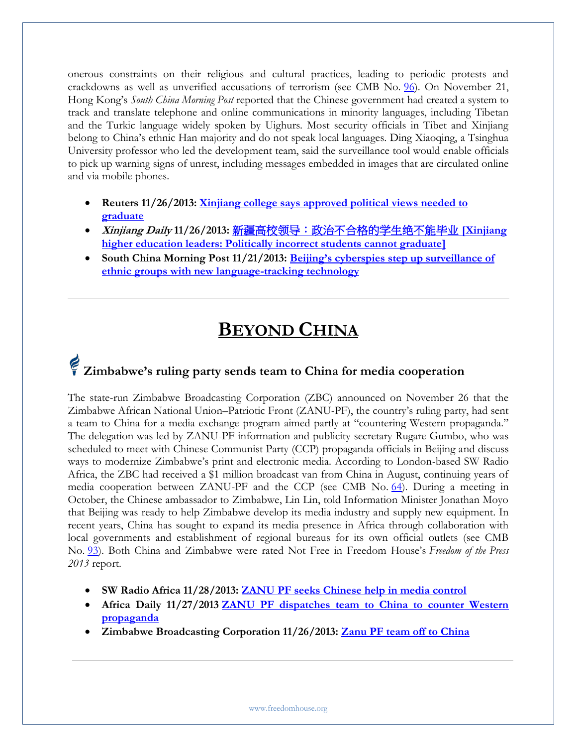onerous constraints on their religious and cultural practices, leading to periodic protests and crackdowns as well as unverified accusations of terrorism (see CMB No. 96). On November 21, Hong Kong's *South China Morning Post* reported that the Chinese government had created a system to track and translate telephone and online communications in minority languages, including Tibetan and the Turkic language widely spoken by Uighurs. Most security officials in Tibet and Xinjiang belong to China's ethnic Han majority and do not speak local languages. Ding Xiaoqing, a Tsinghua University professor who led the development team, said the surveillance tool would enable officials to pick up warning signs of unrest, including messages embedded in images that are circulated online and via mobile phones.

- **Reuters 11/26/2013: Xinjiang college says approved political views needed to graduate**
- ***Xinjiang Daily* 11/26/2013: 新疆高校领导：政治不合格的学生绝不能毕业 [Xinjiang higher education leaders: Politically incorrect students cannot graduate]**
- **South China Morning Post 11/21/2013: Beijing's cyberspies step up surveillance of ethnic groups with new language-tracking technology**

---

# BEYOND CHINA

## Zimbabwe's ruling party sends team to China for media cooperation

The state-run Zimbabwe Broadcasting Corporation (ZBC) announced on November 26 that the Zimbabwe African National Union–Patriotic Front (ZANU-PF), the country's ruling party, had sent a team to China for a media exchange program aimed partly at "countering Western propaganda." The delegation was led by ZANU-PF information and publicity secretary Rugare Gumbo, who was scheduled to meet with Chinese Communist Party (CCP) propaganda officials in Beijing and discuss ways to modernize Zimbabwe's print and electronic media. According to London-based SW Radio Africa, the ZBC had received a $1 million broadcast van from China in August, continuing years of media cooperation between ZANU-PF and the CCP (see CMB No. 64). During a meeting in October, the Chinese ambassador to Zimbabwe, Lin Lin, told Information Minister Jonathan Moyo that Beijing was ready to help Zimbabwe develop its media industry and supply new equipment. In recent years, China has sought to expand its media presence in Africa through collaboration with local governments and establishment of regional bureaus for its own official outlets (see CMB No. 93). Both China and Zimbabwe were rated Not Free in Freedom House's *Freedom of the Press 2013* report.

- **SW Radio Africa 11/28/2013: ZANU PF seeks Chinese help in media control**
- **Africa Daily 11/27/2013 ZANU PF dispatches team to China to counter Western propaganda**
- **Zimbabwe Broadcasting Corporation 11/26/2013: Zanu PF team off to China**